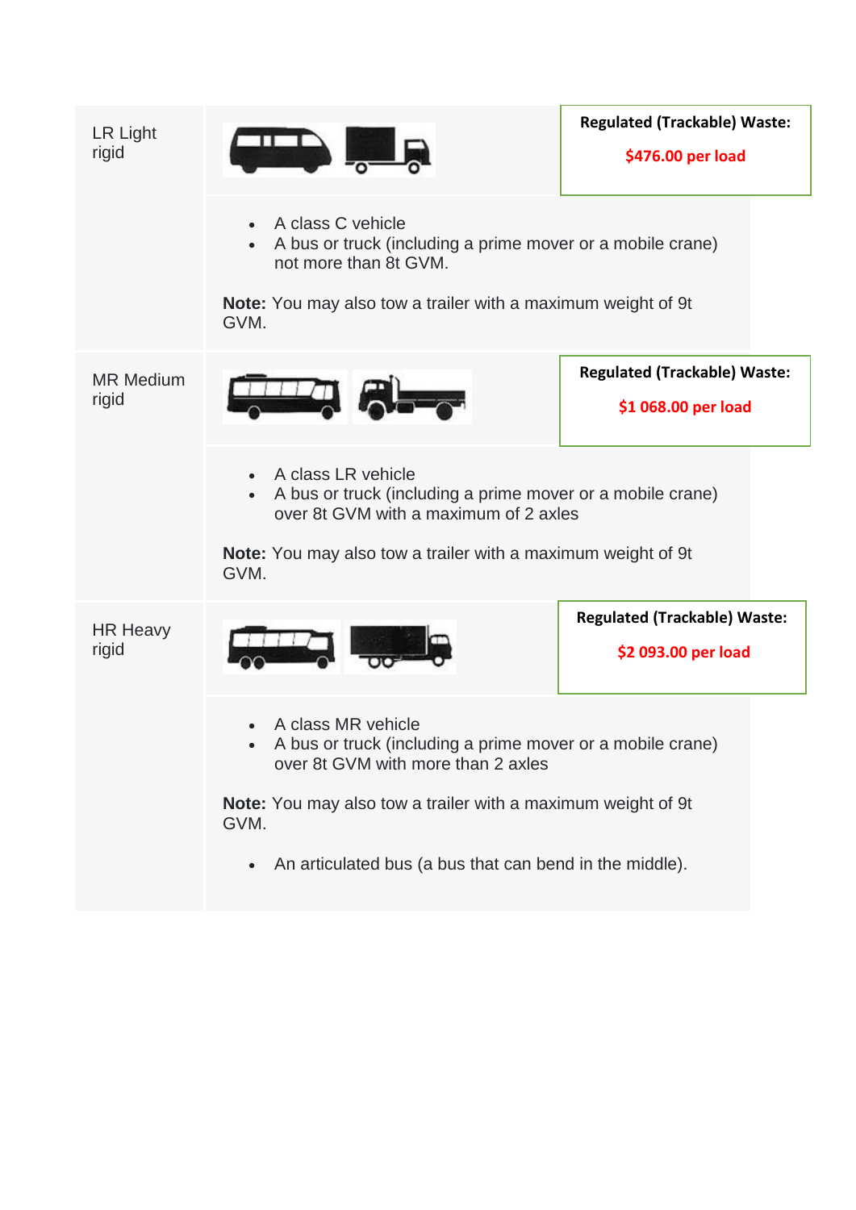| Vehicle class | Description | Regulated (Trackable) Waste |
| --- | --- | --- |
| LR Light rigid | • A class C vehicle<br>• A bus or truck (including a prime mover or a mobile crane) not more than 8t GVM.<br><br>**Note:** You may also tow a trailer with a maximum weight of 9t GVM. | $476.00 per load |
| MR Medium rigid | • A class LR vehicle<br>• A bus or truck (including a prime mover or a mobile crane) over 8t GVM with a maximum of 2 axles<br><br>**Note:** You may also tow a trailer with a maximum weight of 9t GVM. | $1 068.00 per load |
| HR Heavy rigid | • A class MR vehicle<br>• A bus or truck (including a prime mover or a mobile crane) over 8t GVM with more than 2 axles<br><br>**Note:** You may also tow a trailer with a maximum weight of 9t GVM.<br><br>• An articulated bus (a bus that can bend in the middle). | $2 093.00 per load |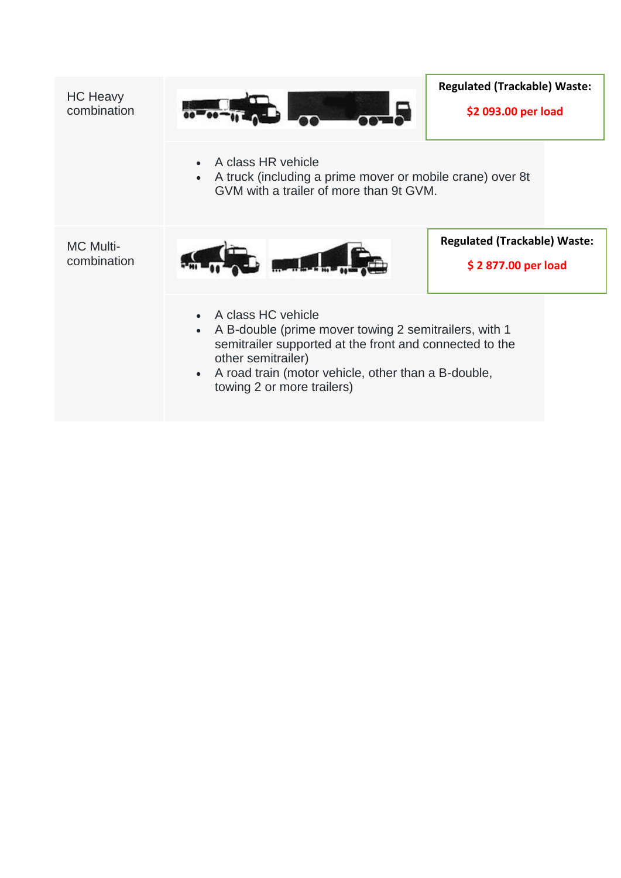| | | |
|---|---|---|
| HC Heavy combination | <ul><li>A class HR vehicle</li><li>A truck (including a prime mover or mobile crane) over 8t GVM with a trailer of more than 9t GVM.</li></ul> | **Regulated (Trackable) Waste:** **$2 093.00 per load** |
| MC Multi-combination | <ul><li>A class HC vehicle</li><li>A B-double (prime mover towing 2 semitrailers, with 1 semitrailer supported at the front and connected to the other semitrailer)</li><li>A road train (motor vehicle, other than a B-double, towing 2 or more trailers)</li></ul> | **Regulated (Trackable) Waste:** **$ 2 877.00 per load** |